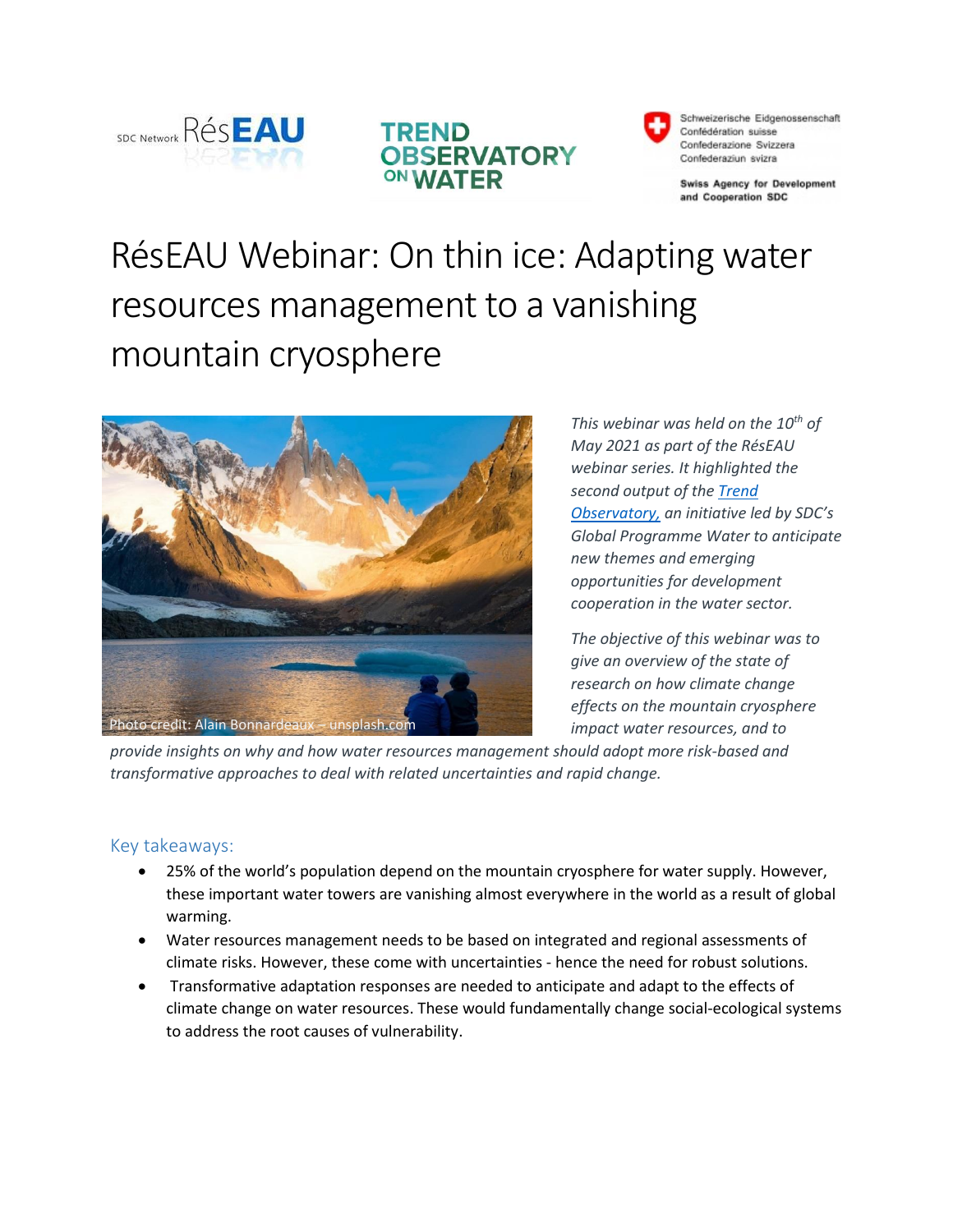# RésEAU Webinar: On thin ice: Adapting water resources management to a vanishing mountain cryosphere

Photo credit: Alain Bonnardeaux – unsplash.com

*This webinar was held on the 10th of May 2021 as part of the RésEAU webinar series. It highlighted the second output of the [Trend Observatory](), an initiative led by SDC's Global Programme Water to anticipate new themes and emerging opportunities for development cooperation in the water sector.*

*The objective of this webinar was to give an overview of the state of research on how climate change effects on the mountain cryosphere impact water resources, and to provide insights on why and how water resources management should adopt more risk-based and transformative approaches to deal with related uncertainties and rapid change.*

## Key takeaways:

- 25% of the world's population depend on the mountain cryosphere for water supply. However, these important water towers are vanishing almost everywhere in the world as a result of global warming.
- Water resources management needs to be based on integrated and regional assessments of climate risks. However, these come with uncertainties - hence the need for robust solutions.
- Transformative adaptation responses are needed to anticipate and adapt to the effects of climate change on water resources. These would fundamentally change social-ecological systems to address the root causes of vulnerability.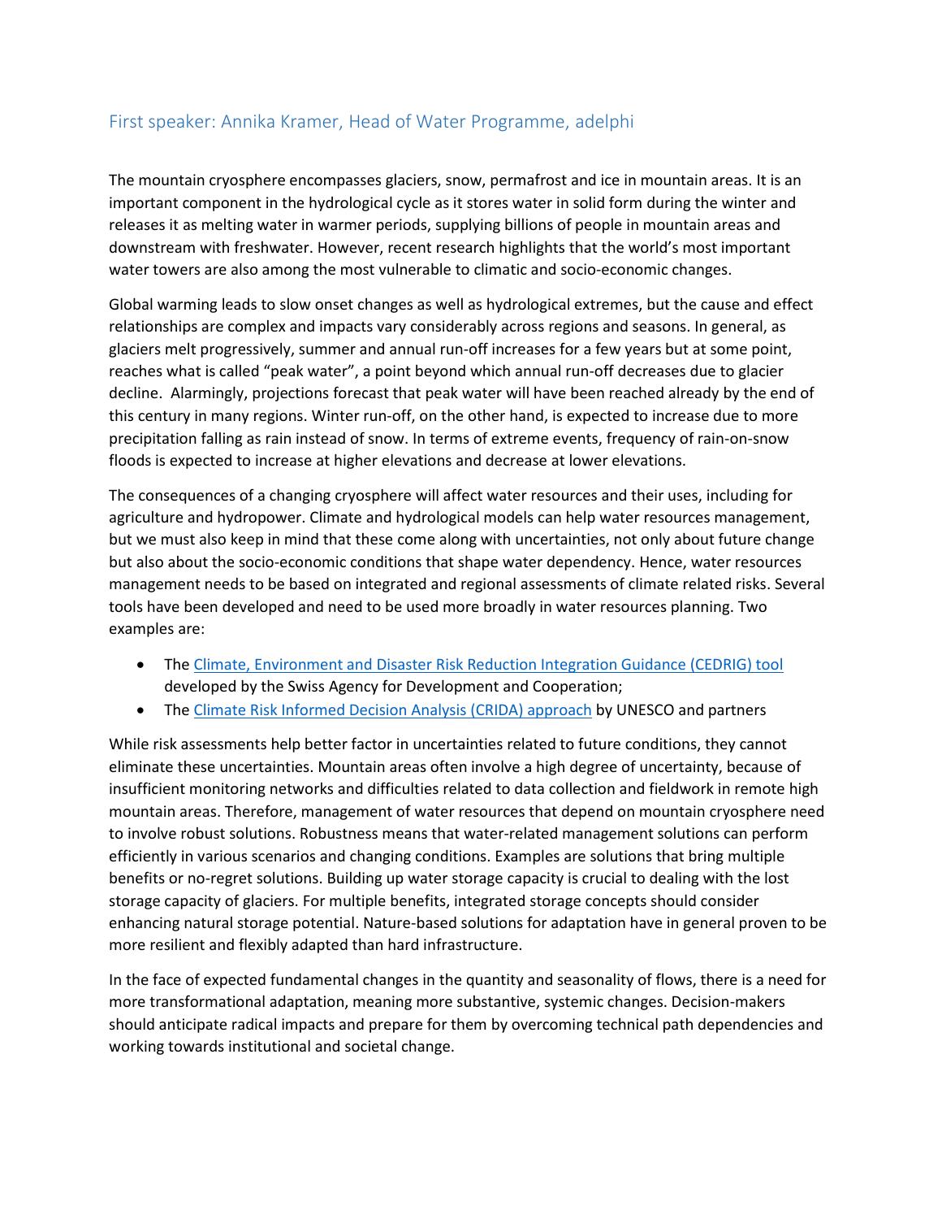## First speaker: Annika Kramer, Head of Water Programme, adelphi

The mountain cryosphere encompasses glaciers, snow, permafrost and ice in mountain areas. It is an important component in the hydrological cycle as it stores water in solid form during the winter and releases it as melting water in warmer periods, supplying billions of people in mountain areas and downstream with freshwater. However, recent research highlights that the world's most important water towers are also among the most vulnerable to climatic and socio-economic changes.

Global warming leads to slow onset changes as well as hydrological extremes, but the cause and effect relationships are complex and impacts vary considerably across regions and seasons. In general, as glaciers melt progressively, summer and annual run-off increases for a few years but at some point, reaches what is called "peak water", a point beyond which annual run-off decreases due to glacier decline. Alarmingly, projections forecast that peak water will have been reached already by the end of this century in many regions. Winter run-off, on the other hand, is expected to increase due to more precipitation falling as rain instead of snow. In terms of extreme events, frequency of rain-on-snow floods is expected to increase at higher elevations and decrease at lower elevations.

The consequences of a changing cryosphere will affect water resources and their uses, including for agriculture and hydropower. Climate and hydrological models can help water resources management, but we must also keep in mind that these come along with uncertainties, not only about future change but also about the socio-economic conditions that shape water dependency. Hence, water resources management needs to be based on integrated and regional assessments of climate related risks. Several tools have been developed and need to be used more broadly in water resources planning. Two examples are:

- The Climate, Environment and Disaster Risk Reduction Integration Guidance (CEDRIG) tool developed by the Swiss Agency for Development and Cooperation;
- The Climate Risk Informed Decision Analysis (CRIDA) approach by UNESCO and partners

While risk assessments help better factor in uncertainties related to future conditions, they cannot eliminate these uncertainties. Mountain areas often involve a high degree of uncertainty, because of insufficient monitoring networks and difficulties related to data collection and fieldwork in remote high mountain areas. Therefore, management of water resources that depend on mountain cryosphere need to involve robust solutions. Robustness means that water-related management solutions can perform efficiently in various scenarios and changing conditions. Examples are solutions that bring multiple benefits or no-regret solutions. Building up water storage capacity is crucial to dealing with the lost storage capacity of glaciers. For multiple benefits, integrated storage concepts should consider enhancing natural storage potential. Nature-based solutions for adaptation have in general proven to be more resilient and flexibly adapted than hard infrastructure.

In the face of expected fundamental changes in the quantity and seasonality of flows, there is a need for more transformational adaptation, meaning more substantive, systemic changes. Decision-makers should anticipate radical impacts and prepare for them by overcoming technical path dependencies and working towards institutional and societal change.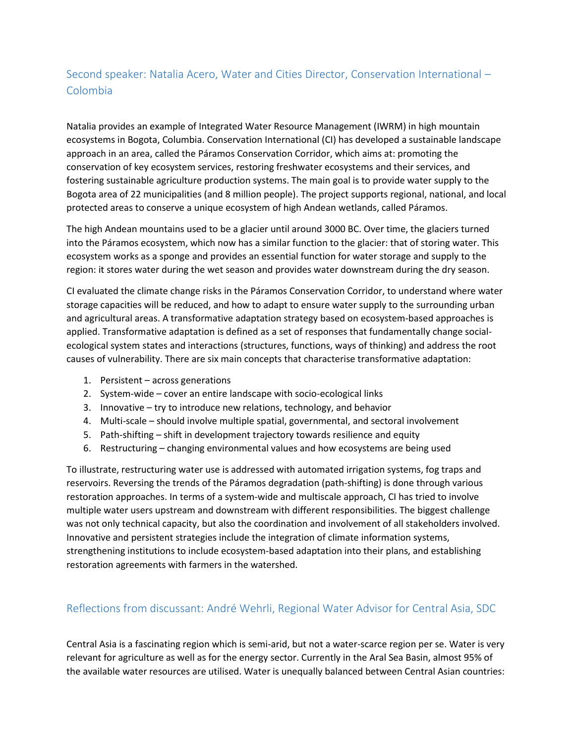## Second speaker: Natalia Acero, Water and Cities Director, Conservation International – Colombia

Natalia provides an example of Integrated Water Resource Management (IWRM) in high mountain ecosystems in Bogota, Columbia. Conservation International (CI) has developed a sustainable landscape approach in an area, called the Páramos Conservation Corridor, which aims at: promoting the conservation of key ecosystem services, restoring freshwater ecosystems and their services, and fostering sustainable agriculture production systems. The main goal is to provide water supply to the Bogota area of 22 municipalities (and 8 million people). The project supports regional, national, and local protected areas to conserve a unique ecosystem of high Andean wetlands, called Páramos.

The high Andean mountains used to be a glacier until around 3000 BC. Over time, the glaciers turned into the Páramos ecosystem, which now has a similar function to the glacier: that of storing water. This ecosystem works as a sponge and provides an essential function for water storage and supply to the region: it stores water during the wet season and provides water downstream during the dry season.

CI evaluated the climate change risks in the Páramos Conservation Corridor, to understand where water storage capacities will be reduced, and how to adapt to ensure water supply to the surrounding urban and agricultural areas. A transformative adaptation strategy based on ecosystem-based approaches is applied. Transformative adaptation is defined as a set of responses that fundamentally change social-ecological system states and interactions (structures, functions, ways of thinking) and address the root causes of vulnerability. There are six main concepts that characterise transformative adaptation:

1. Persistent – across generations
2. System-wide – cover an entire landscape with socio-ecological links
3. Innovative – try to introduce new relations, technology, and behavior
4. Multi-scale – should involve multiple spatial, governmental, and sectoral involvement
5. Path-shifting – shift in development trajectory towards resilience and equity
6. Restructuring – changing environmental values and how ecosystems are being used

To illustrate, restructuring water use is addressed with automated irrigation systems, fog traps and reservoirs. Reversing the trends of the Páramos degradation (path-shifting) is done through various restoration approaches. In terms of a system-wide and multiscale approach, CI has tried to involve multiple water users upstream and downstream with different responsibilities. The biggest challenge was not only technical capacity, but also the coordination and involvement of all stakeholders involved. Innovative and persistent strategies include the integration of climate information systems, strengthening institutions to include ecosystem-based adaptation into their plans, and establishing restoration agreements with farmers in the watershed.

## Reflections from discussant: André Wehrli, Regional Water Advisor for Central Asia, SDC

Central Asia is a fascinating region which is semi-arid, but not a water-scarce region per se. Water is very relevant for agriculture as well as for the energy sector. Currently in the Aral Sea Basin, almost 95% of the available water resources are utilised. Water is unequally balanced between Central Asian countries: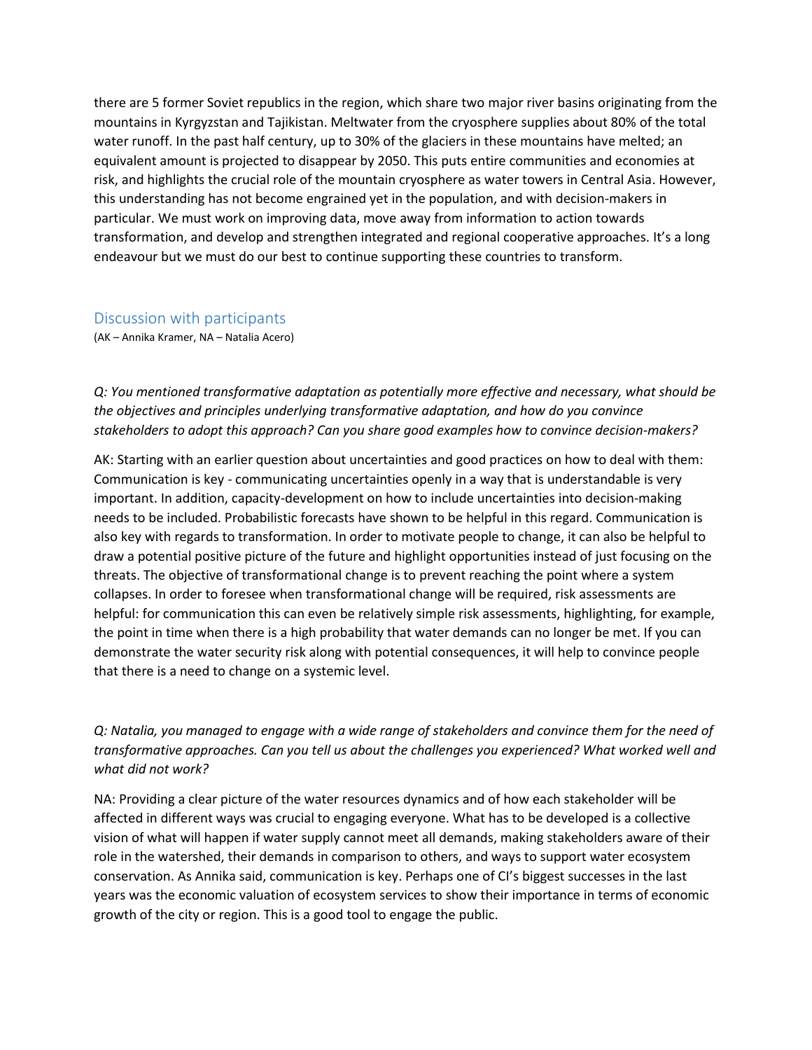there are 5 former Soviet republics in the region, which share two major river basins originating from the mountains in Kyrgyzstan and Tajikistan. Meltwater from the cryosphere supplies about 80% of the total water runoff. In the past half century, up to 30% of the glaciers in these mountains have melted; an equivalent amount is projected to disappear by 2050. This puts entire communities and economies at risk, and highlights the crucial role of the mountain cryosphere as water towers in Central Asia. However, this understanding has not become engrained yet in the population, and with decision-makers in particular. We must work on improving data, move away from information to action towards transformation, and develop and strengthen integrated and regional cooperative approaches. It's a long endeavour but we must do our best to continue supporting these countries to transform.

## Discussion with participants

(AK – Annika Kramer, NA – Natalia Acero)

*Q: You mentioned transformative adaptation as potentially more effective and necessary, what should be the objectives and principles underlying transformative adaptation, and how do you convince stakeholders to adopt this approach? Can you share good examples how to convince decision-makers?*

AK: Starting with an earlier question about uncertainties and good practices on how to deal with them: Communication is key - communicating uncertainties openly in a way that is understandable is very important. In addition, capacity-development on how to include uncertainties into decision-making needs to be included. Probabilistic forecasts have shown to be helpful in this regard. Communication is also key with regards to transformation. In order to motivate people to change, it can also be helpful to draw a potential positive picture of the future and highlight opportunities instead of just focusing on the threats. The objective of transformational change is to prevent reaching the point where a system collapses. In order to foresee when transformational change will be required, risk assessments are helpful: for communication this can even be relatively simple risk assessments, highlighting, for example, the point in time when there is a high probability that water demands can no longer be met. If you can demonstrate the water security risk along with potential consequences, it will help to convince people that there is a need to change on a systemic level.

*Q: Natalia, you managed to engage with a wide range of stakeholders and convince them for the need of transformative approaches. Can you tell us about the challenges you experienced? What worked well and what did not work?*

NA: Providing a clear picture of the water resources dynamics and of how each stakeholder will be affected in different ways was crucial to engaging everyone. What has to be developed is a collective vision of what will happen if water supply cannot meet all demands, making stakeholders aware of their role in the watershed, their demands in comparison to others, and ways to support water ecosystem conservation. As Annika said, communication is key. Perhaps one of CI's biggest successes in the last years was the economic valuation of ecosystem services to show their importance in terms of economic growth of the city or region. This is a good tool to engage the public.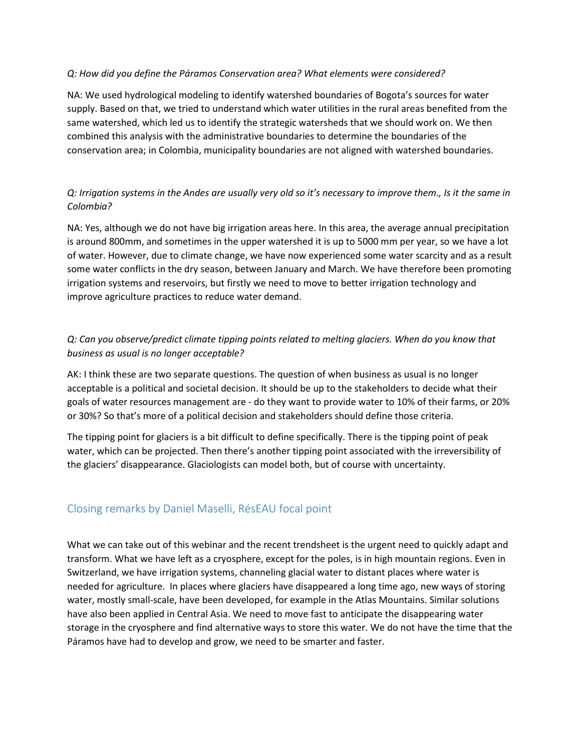*Q: How did you define the Páramos Conservation area? What elements were considered?*

NA: We used hydrological modeling to identify watershed boundaries of Bogota's sources for water supply. Based on that, we tried to understand which water utilities in the rural areas benefited from the same watershed, which led us to identify the strategic watersheds that we should work on. We then combined this analysis with the administrative boundaries to determine the boundaries of the conservation area; in Colombia, municipality boundaries are not aligned with watershed boundaries.

*Q: Irrigation systems in the Andes are usually very old so it's necessary to improve them., Is it the same in Colombia?*

NA: Yes, although we do not have big irrigation areas here. In this area, the average annual precipitation is around 800mm, and sometimes in the upper watershed it is up to 5000 mm per year, so we have a lot of water. However, due to climate change, we have now experienced some water scarcity and as a result some water conflicts in the dry season, between January and March. We have therefore been promoting irrigation systems and reservoirs, but firstly we need to move to better irrigation technology and improve agriculture practices to reduce water demand.

*Q: Can you observe/predict climate tipping points related to melting glaciers. When do you know that business as usual is no longer acceptable?*

AK: I think these are two separate questions. The question of when business as usual is no longer acceptable is a political and societal decision. It should be up to the stakeholders to decide what their goals of water resources management are - do they want to provide water to 10% of their farms, or 20% or 30%? So that's more of a political decision and stakeholders should define those criteria.

The tipping point for glaciers is a bit difficult to define specifically. There is the tipping point of peak water, which can be projected. Then there's another tipping point associated with the irreversibility of the glaciers' disappearance. Glaciologists can model both, but of course with uncertainty.

## Closing remarks by Daniel Maselli, RésEAU focal point

What we can take out of this webinar and the recent trendsheet is the urgent need to quickly adapt and transform. What we have left as a cryosphere, except for the poles, is in high mountain regions. Even in Switzerland, we have irrigation systems, channeling glacial water to distant places where water is needed for agriculture. In places where glaciers have disappeared a long time ago, new ways of storing water, mostly small-scale, have been developed, for example in the Atlas Mountains. Similar solutions have also been applied in Central Asia. We need to move fast to anticipate the disappearing water storage in the cryosphere and find alternative ways to store this water. We do not have the time that the Páramos have had to develop and grow, we need to be smarter and faster.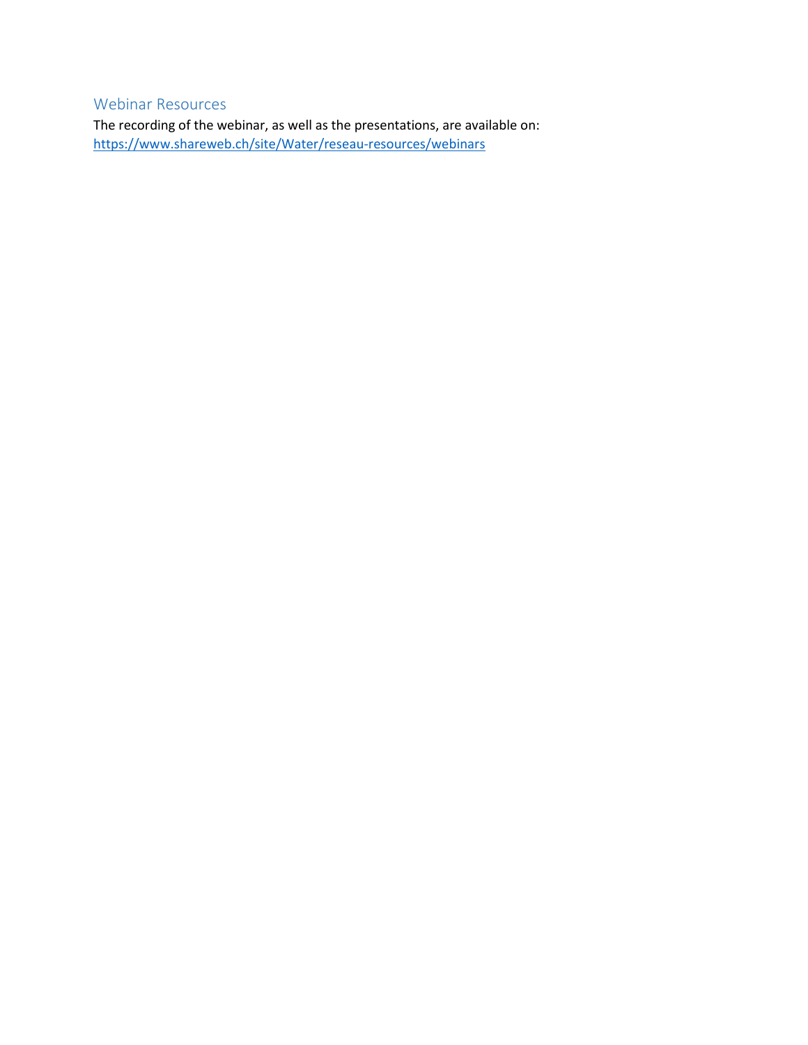## Webinar Resources

The recording of the webinar, as well as the presentations, are available on:
https://www.shareweb.ch/site/Water/reseau-resources/webinars